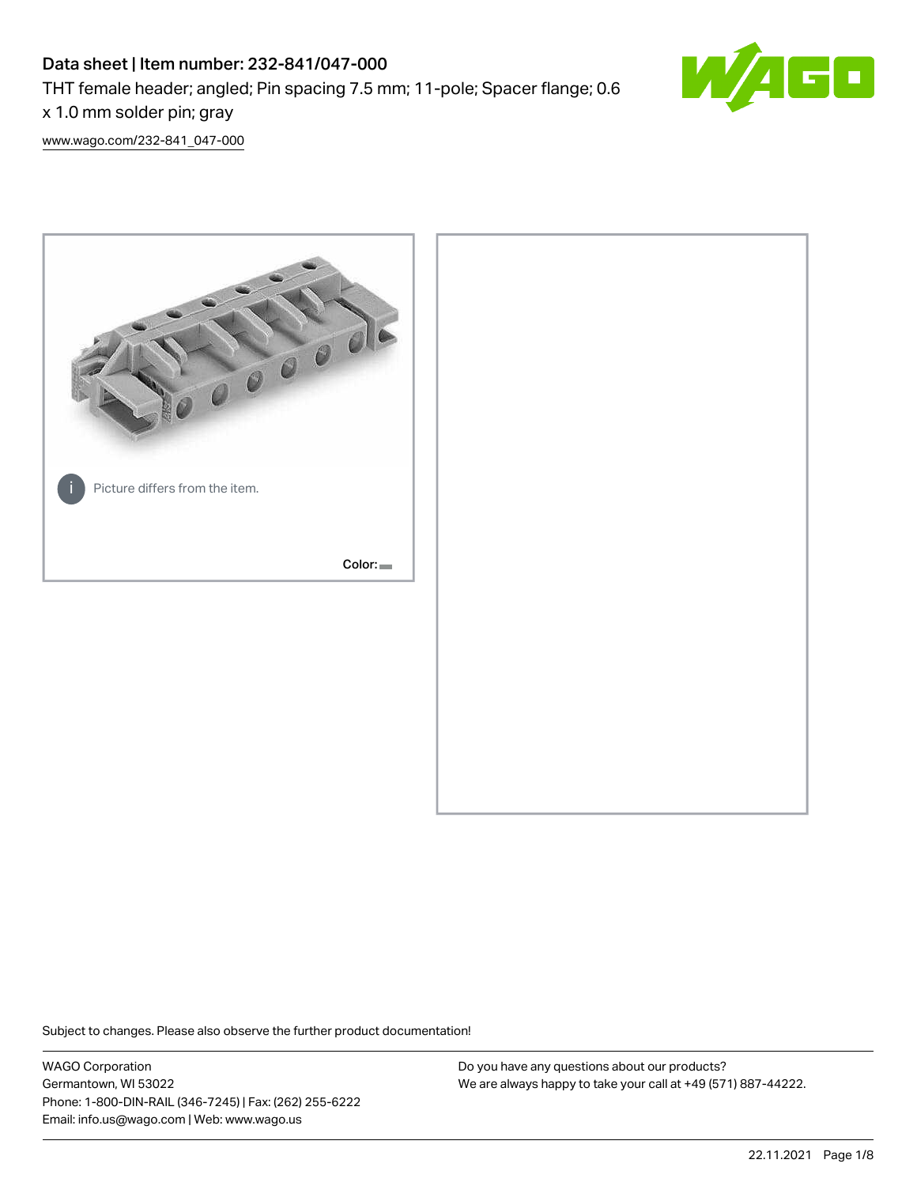# Data sheet | Item number: 232-841/047-000

THT female header; angled; Pin spacing 7.5 mm; 11-pole; Spacer flange; 0.6 x 1.0 mm solder pin; gray

www.wago.com/232-841_047-000

Picture differs from the item.

Color:

Subject to changes. Please also observe the further product documentation!

WAGO Corporation
Germantown, WI 53022
Phone: 1-800-DIN-RAIL (346-7245) | Fax: (262) 255-6222
Email: info.us@wago.com | Web: www.wago.us

Do you have any questions about our products?
We are always happy to take your call at +49 (571) 887-44222.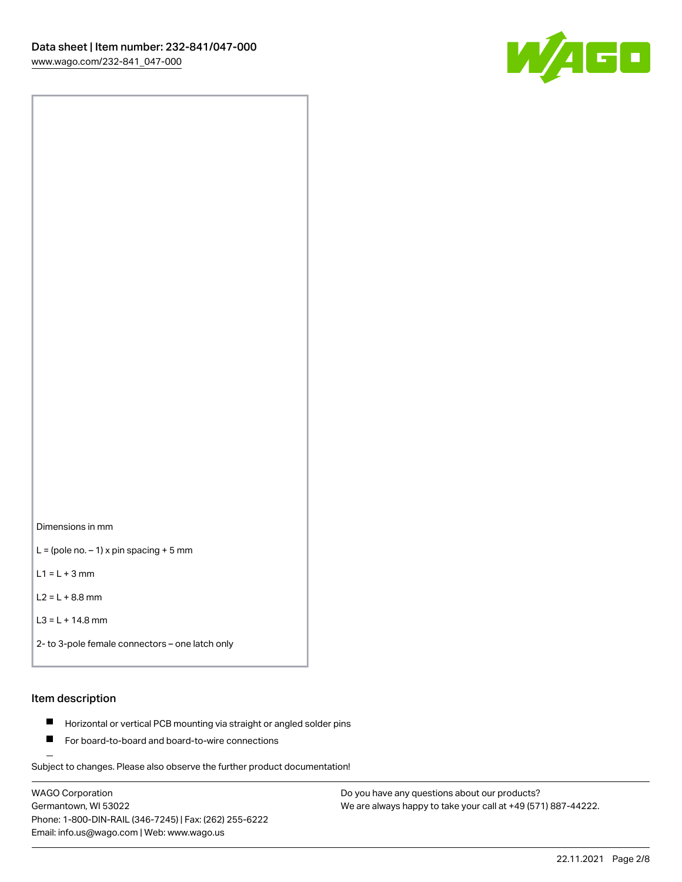Dimensions in mm

L = (pole no. – 1) x pin spacing + 5 mm

L1 = L + 3 mm

L2 = L + 8.8 mm

L3 = L + 14.8 mm

2- to 3-pole female connectors – one latch only

## Item description

- Horizontal or vertical PCB mounting via straight or angled solder pins
- For board-to-board and board-to-wire connections

Subject to changes. Please also observe the further product documentation!

WAGO Corporation
Germantown, WI 53022
Phone: 1-800-DIN-RAIL (346-7245) | Fax: (262) 255-6222
Email: info.us@wago.com | Web: www.wago.us

Do you have any questions about our products?
We are always happy to take your call at +49 (571) 887-44222.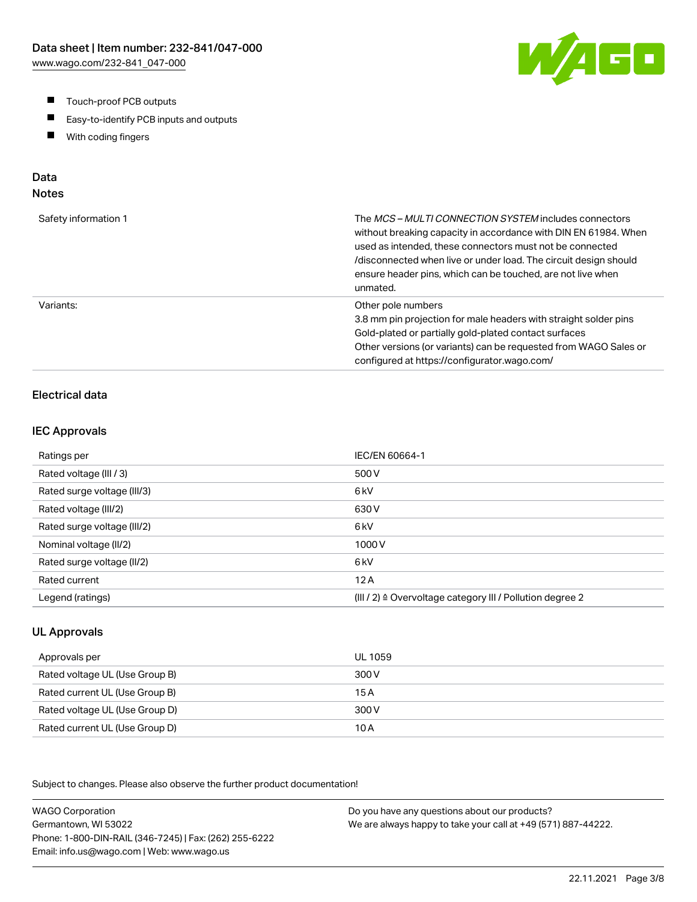- Touch-proof PCB outputs
- Easy-to-identify PCB inputs and outputs
- With coding fingers

## Data
### Notes

| | |
|---|---|
| Safety information 1 | The *MCS – MULTI CONNECTION SYSTEM* includes connectors without breaking capacity in accordance with DIN EN 61984. When used as intended, these connectors must not be connected /disconnected when live or under load. The circuit design should ensure header pins, which can be touched, are not live when unmated. |
| Variants: | Other pole numbers<br>3.8 mm pin projection for male headers with straight solder pins<br>Gold-plated or partially gold-plated contact surfaces<br>Other versions (or variants) can be requested from WAGO Sales or configured at https://configurator.wago.com/ |

### Electrical data

### IEC Approvals

| | |
|---|---|
| Ratings per | IEC/EN 60664-1 |
| Rated voltage (III / 3) | 500 V |
| Rated surge voltage (III/3) | 6 kV |
| Rated voltage (III/2) | 630 V |
| Rated surge voltage (III/2) | 6 kV |
| Nominal voltage (II/2) | 1000 V |
| Rated surge voltage (II/2) | 6 kV |
| Rated current | 12 A |
| Legend (ratings) | (III / 2) ≙ Overvoltage category III / Pollution degree 2 |

### UL Approvals

| | |
|---|---|
| Approvals per | UL 1059 |
| Rated voltage UL (Use Group B) | 300 V |
| Rated current UL (Use Group B) | 15 A |
| Rated voltage UL (Use Group D) | 300 V |
| Rated current UL (Use Group D) | 10 A |

Subject to changes. Please also observe the further product documentation!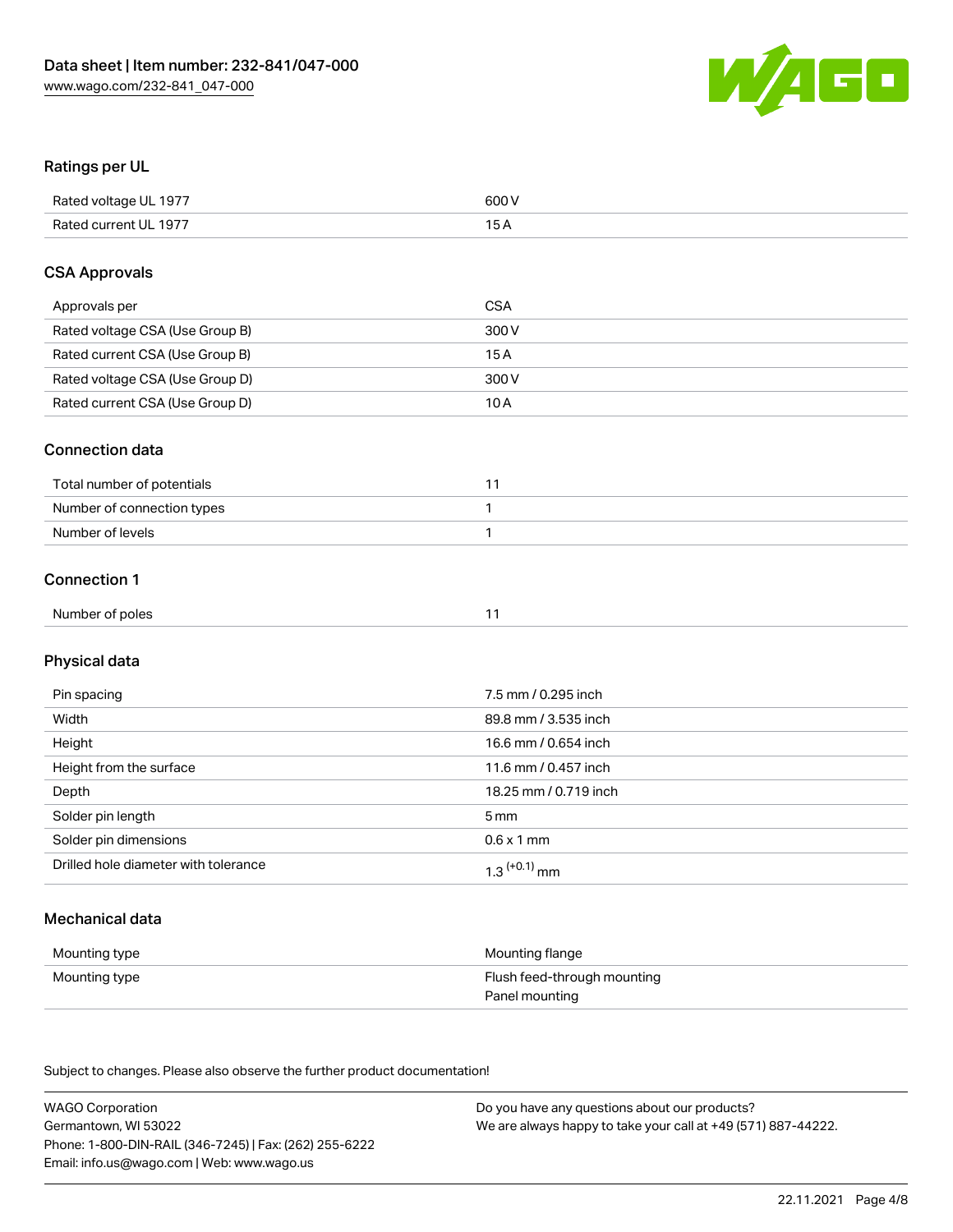## Ratings per UL

| | |
|---|---|
| Rated voltage UL 1977 | 600 V |
| Rated current UL 1977 | 15 A |

## CSA Approvals

| | |
|---|---|
| Approvals per | CSA |
| Rated voltage CSA (Use Group B) | 300 V |
| Rated current CSA (Use Group B) | 15 A |
| Rated voltage CSA (Use Group D) | 300 V |
| Rated current CSA (Use Group D) | 10 A |

## Connection data

| | |
|---|---|
| Total number of potentials | 11 |
| Number of connection types | 1 |
| Number of levels | 1 |

## Connection 1

| | |
|---|---|
| Number of poles | 11 |

## Physical data

| | |
|---|---|
| Pin spacing | 7.5 mm / 0.295 inch |
| Width | 89.8 mm / 3.535 inch |
| Height | 16.6 mm / 0.654 inch |
| Height from the surface | 11.6 mm / 0.457 inch |
| Depth | 18.25 mm / 0.719 inch |
| Solder pin length | 5 mm |
| Solder pin dimensions | 0.6 x 1 mm |
| Drilled hole diameter with tolerance | $1.3^{(+0.1)}$ mm |

## Mechanical data

| | |
|---|---|
| Mounting type | Mounting flange |
| Mounting type | Flush feed-through mounting<br>Panel mounting |

Subject to changes. Please also observe the further product documentation!

WAGO Corporation
Germantown, WI 53022
Phone: 1-800-DIN-RAIL (346-7245) | Fax: (262) 255-6222
Email: info.us@wago.com | Web: www.wago.us

Do you have any questions about our products?
We are always happy to take your call at +49 (571) 887-44222.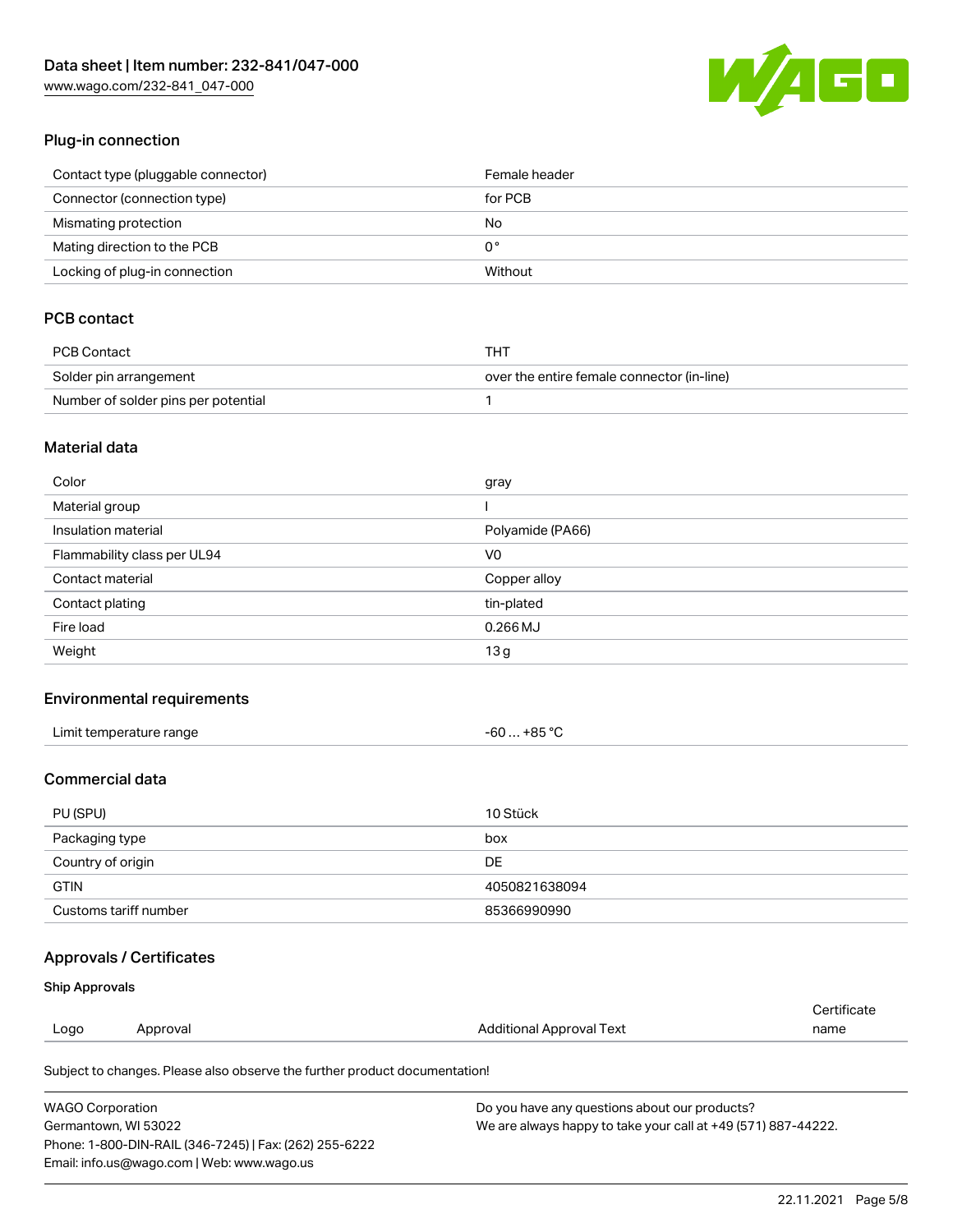## Plug-in connection

| | |
|---|---|
| Contact type (pluggable connector) | Female header |
| Connector (connection type) | for PCB |
| Mismating protection | No |
| Mating direction to the PCB | 0 ° |
| Locking of plug-in connection | Without |

## PCB contact

| | |
|---|---|
| PCB Contact | THT |
| Solder pin arrangement | over the entire female connector (in-line) |
| Number of solder pins per potential | 1 |

## Material data

| | |
|---|---|
| Color | gray |
| Material group | I |
| Insulation material | Polyamide (PA66) |
| Flammability class per UL94 | V0 |
| Contact material | Copper alloy |
| Contact plating | tin-plated |
| Fire load | 0.266 MJ |
| Weight | 13 g |

## Environmental requirements

| | |
|---|---|
| Limit temperature range | -60 … +85 °C |

## Commercial data

| | |
|---|---|
| PU (SPU) | 10 Stück |
| Packaging type | box |
| Country of origin | DE |
| GTIN | 4050821638094 |
| Customs tariff number | 85366990990 |

## Approvals / Certificates

### Ship Approvals

| Logo | Approval | Additional Approval Text | Certificate name |
|---|---|---|---|

Subject to changes. Please also observe the further product documentation!

WAGO Corporation
Germantown, WI 53022
Phone: 1-800-DIN-RAIL (346-7245) | Fax: (262) 255-6222
Email: info.us@wago.com | Web: www.wago.us

Do you have any questions about our products?
We are always happy to take your call at +49 (571) 887-44222.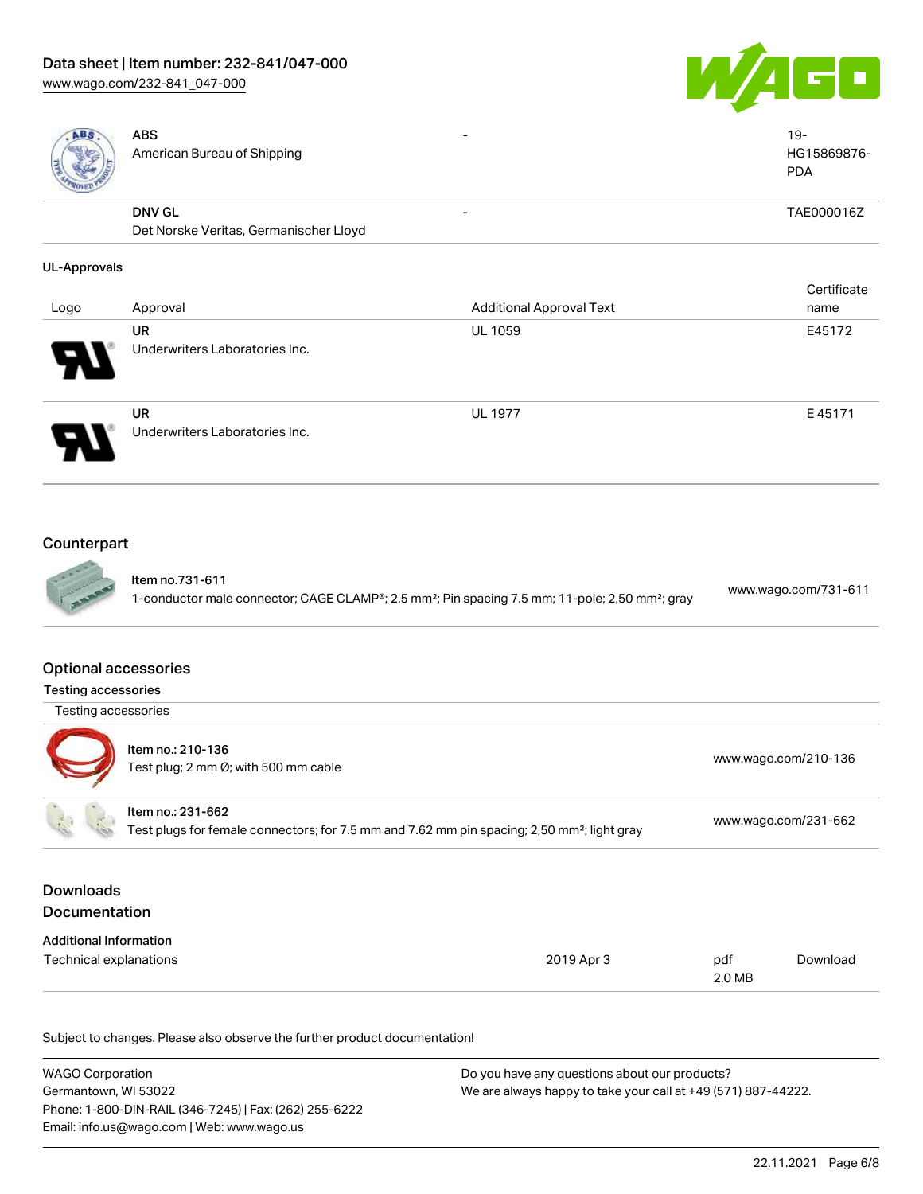| | Approval | Additional Approval Text | Certificate name |
|---|---|---|---|
| | **ABS**<br>American Bureau of Shipping | - | 19-HG15869876-PDA |
| | **DNV GL**<br>Det Norske Veritas, Germanischer Lloyd | - | TAE000016Z |

**UL-Approvals**

| Logo | Approval | Additional Approval Text | Certificate name |
|---|---|---|---|
| | **UR**<br>Underwriters Laboratories Inc. | UL 1059 | E45172 |
| | **UR**<br>Underwriters Laboratories Inc. | UL 1977 | E 45171 |

## Counterpart

| | | |
|---|---|---|
| | **Item no.731-611**<br>1-conductor male connector; CAGE CLAMP®; 2.5 mm²; Pin spacing 7.5 mm; 11-pole; 2,50 mm²; gray | www.wago.com/731-611 |

## Optional accessories

### Testing accessories

Testing accessories

| | | |
|---|---|---|
| | **Item no.: 210-136**<br>Test plug; 2 mm Ø; with 500 mm cable | www.wago.com/210-136 |
| | **Item no.: 231-662**<br>Test plugs for female connectors; for 7.5 mm and 7.62 mm pin spacing; 2,50 mm²; light gray | www.wago.com/231-662 |

## Downloads

## Documentation

**Additional Information**

| | | | |
|---|---|---|---|
| Technical explanations | 2019 Apr 3 | pdf<br>2.0 MB | Download |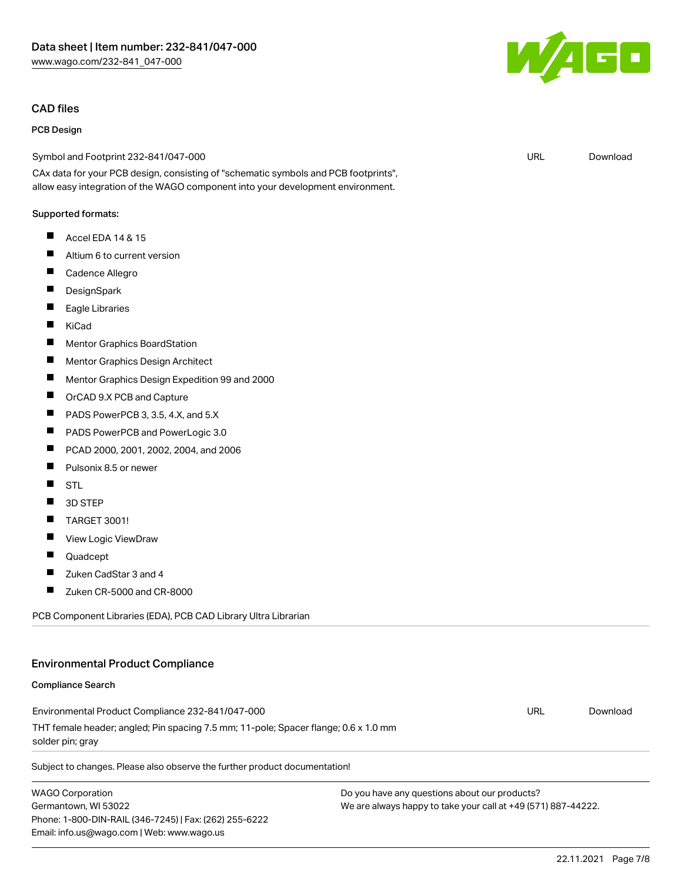## CAD files

### PCB Design

Symbol and Footprint 232-841/047-000 URL Download

CAx data for your PCB design, consisting of "schematic symbols and PCB footprints", allow easy integration of the WAGO component into your development environment.

Supported formats:

- Accel EDA 14 & 15
- Altium 6 to current version
- Cadence Allegro
- DesignSpark
- Eagle Libraries
- KiCad
- Mentor Graphics BoardStation
- Mentor Graphics Design Architect
- Mentor Graphics Design Expedition 99 and 2000
- OrCAD 9.X PCB and Capture
- PADS PowerPCB 3, 3.5, 4.X, and 5.X
- PADS PowerPCB and PowerLogic 3.0
- PCAD 2000, 2001, 2002, 2004, and 2006
- Pulsonix 8.5 or newer
- STL
- 3D STEP
- TARGET 3001!
- View Logic ViewDraw
- Quadcept
- Zuken CadStar 3 and 4
- Zuken CR-5000 and CR-8000

PCB Component Libraries (EDA), PCB CAD Library Ultra Librarian

## Environmental Product Compliance

### Compliance Search

Environmental Product Compliance 232-841/047-000 URL Download

THT female header; angled; Pin spacing 7.5 mm; 11-pole; Spacer flange; 0.6 x 1.0 mm solder pin; gray

Subject to changes. Please also observe the further product documentation!

WAGO Corporation
Germantown, WI 53022
Phone: 1-800-DIN-RAIL (346-7245) | Fax: (262) 255-6222
Email: info.us@wago.com | Web: www.wago.us

Do you have any questions about our products?
We are always happy to take your call at +49 (571) 887-44222.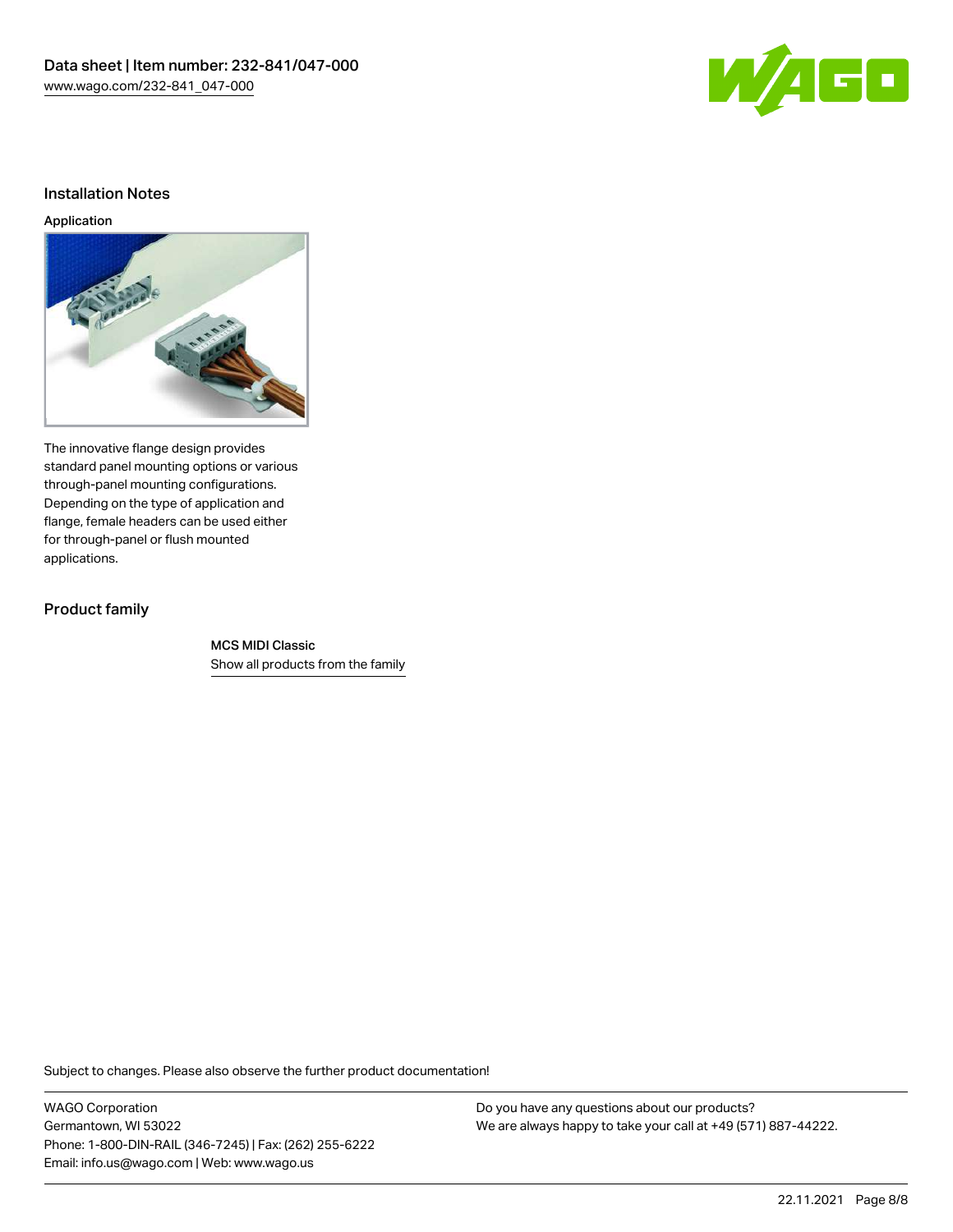## Installation Notes

### Application

The innovative flange design provides standard panel mounting options or various through-panel mounting configurations. Depending on the type of application and flange, female headers can be used either for through-panel or flush mounted applications.

## Product family

MCS MIDI Classic
Show all products from the family

Subject to changes. Please also observe the further product documentation!

WAGO Corporation
Germantown, WI 53022
Phone: 1-800-DIN-RAIL (346-7245) | Fax: (262) 255-6222
Email: info.us@wago.com | Web: www.wago.us

Do you have any questions about our products?
We are always happy to take your call at +49 (571) 887-44222.